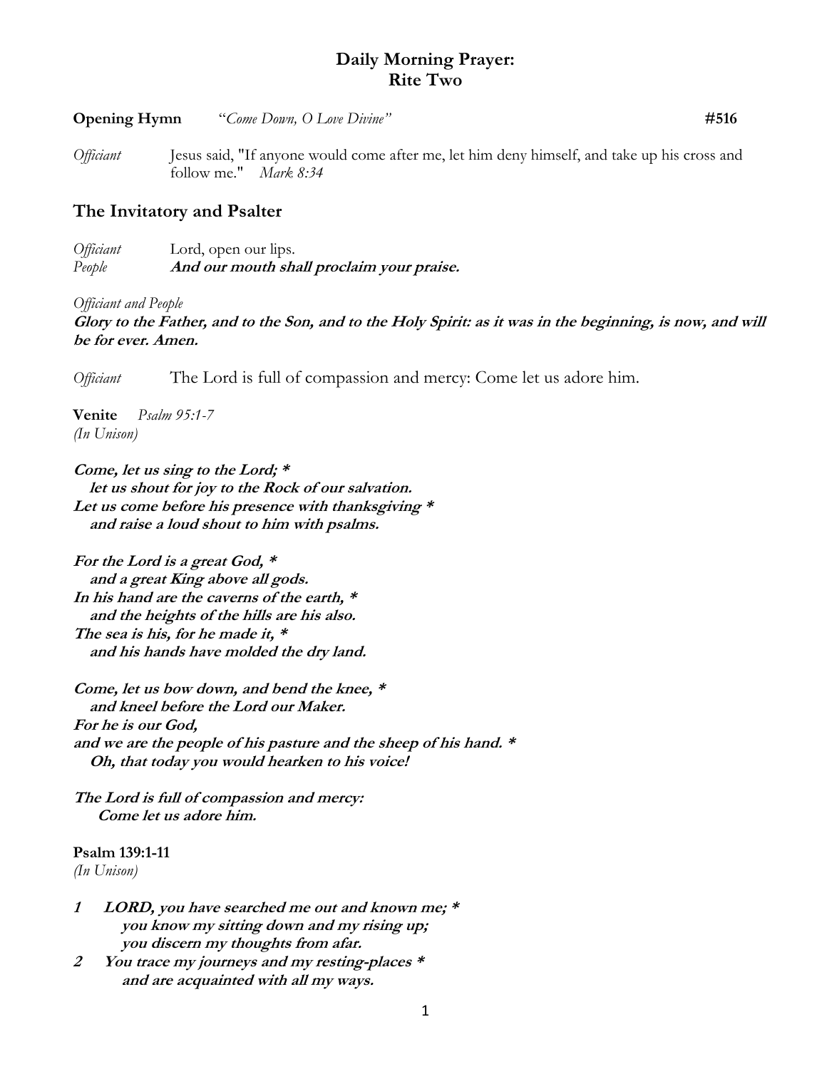# Daily Morning Prayer: Rite Two

**Opening Hymn** *"Come Down, O Love Divine"* **#516**

*Officiant* Jesus said, "If anyone would come after me, let him deny himself, and take up his cross and follow me." *Mark 8:34*

## The Invitatory and Psalter

*Officiant* Lord, open our lips.
*People* ***And our mouth shall proclaim your praise.***

*Officiant and People*
***Glory to the Father, and to the Son, and to the Holy Spirit: as it was in the beginning, is now, and will be for ever. Amen.***

*Officiant* The Lord is full of compassion and mercy: Come let us adore him.

**Venite** *Psalm 95:1-7*
*(In Unison)*

***Come, let us sing to the Lord; \****
***let us shout for joy to the Rock of our salvation.***
***Let us come before his presence with thanksgiving \****
***and raise a loud shout to him with psalms.***

***For the Lord is a great God, \****
***and a great King above all gods.***
***In his hand are the caverns of the earth, \****
***and the heights of the hills are his also.***
***The sea is his, for he made it, \****
***and his hands have molded the dry land.***

***Come, let us bow down, and bend the knee, \****
***and kneel before the Lord our Maker.***
***For he is our God,***
***and we are the people of his pasture and the sheep of his hand. \****
***Oh, that today you would hearken to his voice!***

***The Lord is full of compassion and mercy:***
***Come let us adore him.***

**Psalm 139:1-11**
*(In Unison)*

***1 LORD, you have searched me out and known me; \****
***you know my sitting down and my rising up;***
***you discern my thoughts from afar.***
***2 You trace my journeys and my resting-places \****
***and are acquainted with all my ways.***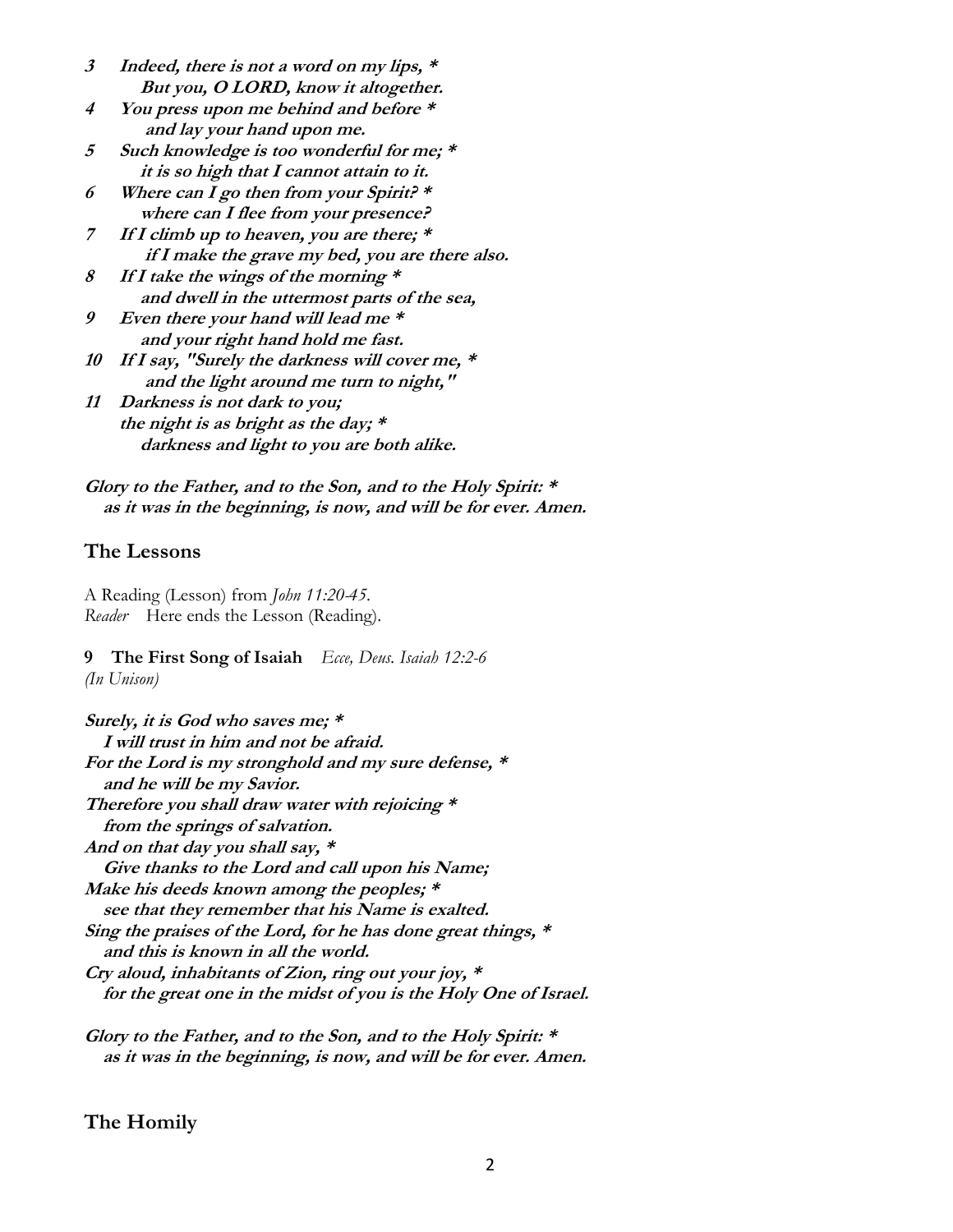**3 Indeed, there is not a word on my lips, ***
**But you, O LORD, know it altogether.**
**4 You press upon me behind and before ***
**and lay your hand upon me.**
**5 Such knowledge is too wonderful for me; ***
**it is so high that I cannot attain to it.**
**6 Where can I go then from your Spirit? ***
**where can I flee from your presence?**
**7 If I climb up to heaven, you are there; ***
**if I make the grave my bed, you are there also.**
**8 If I take the wings of the morning ***
**and dwell in the uttermost parts of the sea,**
**9 Even there your hand will lead me ***
**and your right hand hold me fast.**
**10 If I say, "Surely the darkness will cover me, ***
**and the light around me turn to night,"**
**11 Darkness is not dark to you;**
**the night is as bright as the day; ***
**darkness and light to you are both alike.**

**Glory to the Father, and to the Son, and to the Holy Spirit: ***
**as it was in the beginning, is now, and will be for ever. Amen.**

## The Lessons

A Reading (Lesson) from *John 11:20-45.*
*Reader* Here ends the Lesson (Reading).

**9 The First Song of Isaiah** *Ecce, Deus. Isaiah 12:2-6*
*(In Unison)*

**Surely, it is God who saves me; ***
**I will trust in him and not be afraid.**
**For the Lord is my stronghold and my sure defense, ***
**and he will be my Savior.**
**Therefore you shall draw water with rejoicing ***
**from the springs of salvation.**
**And on that day you shall say, ***
**Give thanks to the Lord and call upon his Name;**
**Make his deeds known among the peoples; ***
**see that they remember that his Name is exalted.**
**Sing the praises of the Lord, for he has done great things, ***
**and this is known in all the world.**
**Cry aloud, inhabitants of Zion, ring out your joy, ***
**for the great one in the midst of you is the Holy One of Israel.**

**Glory to the Father, and to the Son, and to the Holy Spirit: ***
**as it was in the beginning, is now, and will be for ever. Amen.**

## The Homily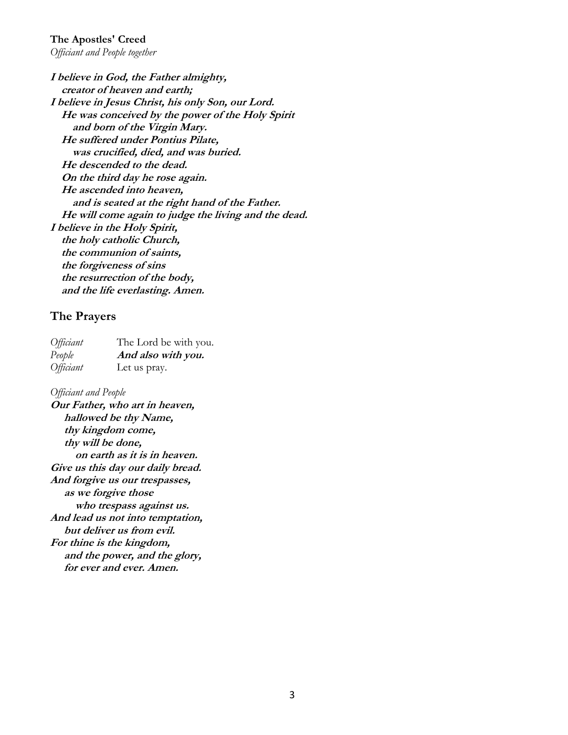**The Apostles' Creed**
*Officiant and People together*

***I believe in God, the Father almighty,***
***creator of heaven and earth;***
***I believe in Jesus Christ, his only Son, our Lord.***
***He was conceived by the power of the Holy Spirit***
***and born of the Virgin Mary.***
***He suffered under Pontius Pilate,***
***was crucified, died, and was buried.***
***He descended to the dead.***
***On the third day he rose again.***
***He ascended into heaven,***
***and is seated at the right hand of the Father.***
***He will come again to judge the living and the dead.***
***I believe in the Holy Spirit,***
***the holy catholic Church,***
***the communion of saints,***
***the forgiveness of sins***
***the resurrection of the body,***
***and the life everlasting. Amen.***

## The Prayers

*Officiant* The Lord be with you.
*People* ***And also with you.***
*Officiant* Let us pray.

*Officiant and People*
***Our Father, who art in heaven,***
***hallowed be thy Name,***
***thy kingdom come,***
***thy will be done,***
***on earth as it is in heaven.***
***Give us this day our daily bread.***
***And forgive us our trespasses,***
***as we forgive those***
***who trespass against us.***
***And lead us not into temptation,***
***but deliver us from evil.***
***For thine is the kingdom,***
***and the power, and the glory,***
***for ever and ever. Amen.***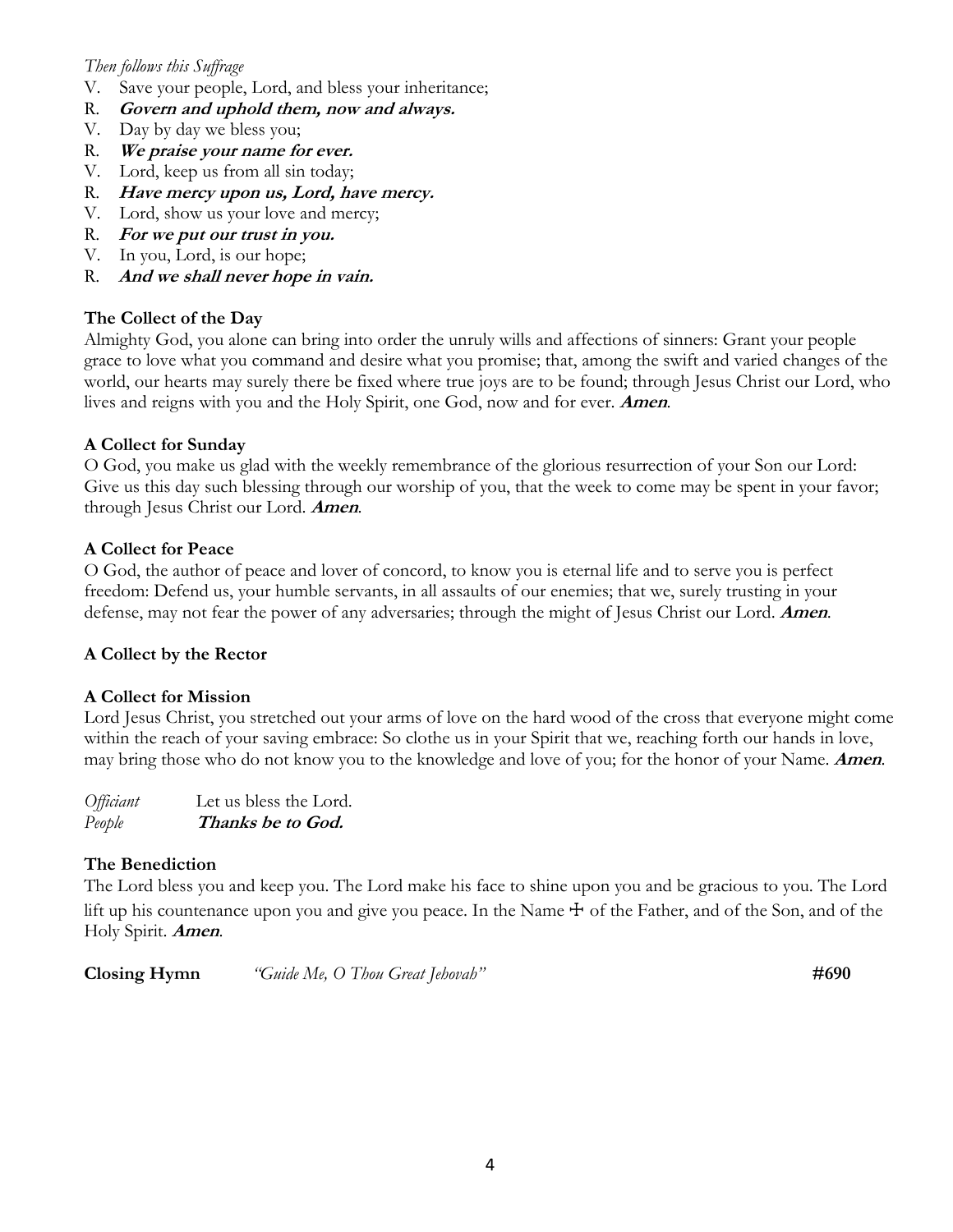*Then follows this Suffrage*

V. Save your people, Lord, and bless your inheritance;
R. ***Govern and uphold them, now and always.***
V. Day by day we bless you;
R. ***We praise your name for ever.***
V. Lord, keep us from all sin today;
R. ***Have mercy upon us, Lord, have mercy.***
V. Lord, show us your love and mercy;
R. ***For we put our trust in you.***
V. In you, Lord, is our hope;
R. ***And we shall never hope in vain.***

**The Collect of the Day**

Almighty God, you alone can bring into order the unruly wills and affections of sinners: Grant your people grace to love what you command and desire what you promise; that, among the swift and varied changes of the world, our hearts may surely there be fixed where true joys are to be found; through Jesus Christ our Lord, who lives and reigns with you and the Holy Spirit, one God, now and for ever. ***Amen***.

**A Collect for Sunday**

O God, you make us glad with the weekly remembrance of the glorious resurrection of your Son our Lord: Give us this day such blessing through our worship of you, that the week to come may be spent in your favor; through Jesus Christ our Lord. ***Amen***.

**A Collect for Peace**

O God, the author of peace and lover of concord, to know you is eternal life and to serve you is perfect freedom: Defend us, your humble servants, in all assaults of our enemies; that we, surely trusting in your defense, may not fear the power of any adversaries; through the might of Jesus Christ our Lord. ***Amen***.

**A Collect by the Rector**

**A Collect for Mission**

Lord Jesus Christ, you stretched out your arms of love on the hard wood of the cross that everyone might come within the reach of your saving embrace: So clothe us in your Spirit that we, reaching forth our hands in love, may bring those who do not know you to the knowledge and love of you; for the honor of your Name. ***Amen***.

*Officiant* Let us bless the Lord.
*People* ***Thanks be to God.***

**The Benediction**

The Lord bless you and keep you. The Lord make his face to shine upon you and be gracious to you. The Lord lift up his countenance upon you and give you peace. In the Name ☩ of the Father, and of the Son, and of the Holy Spirit. ***Amen***.

**Closing Hymn** *"Guide Me, O Thou Great Jehovah"* **#690**